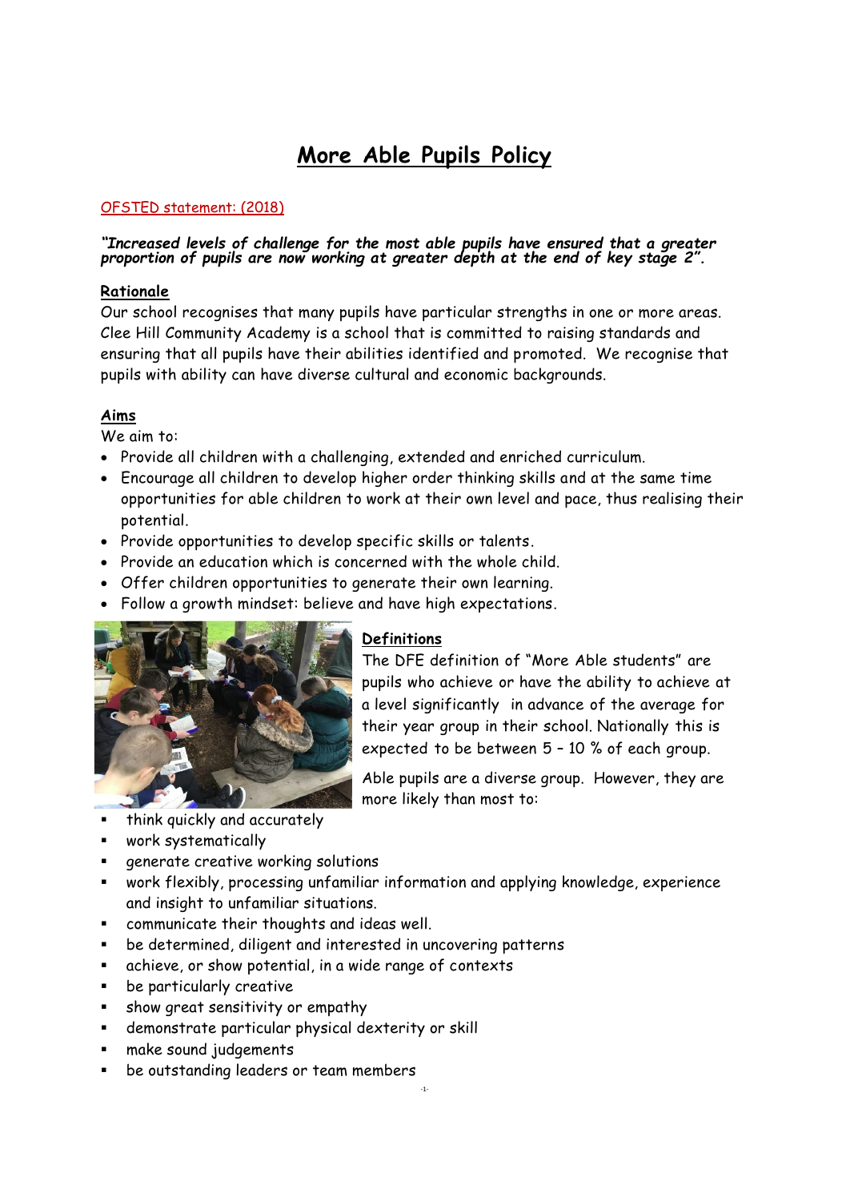# More Able Pupils Policy

OFSTED statement: (2018)

***"Increased levels of challenge for the most able pupils have ensured that a greater proportion of pupils are now working at greater depth at the end of key stage 2".***

**Rationale**

Our school recognises that many pupils have particular strengths in one or more areas. Clee Hill Community Academy is a school that is committed to raising standards and ensuring that all pupils have their abilities identified and promoted. We recognise that pupils with ability can have diverse cultural and economic backgrounds.

**Aims**

We aim to:

- Provide all children with a challenging, extended and enriched curriculum.
- Encourage all children to develop higher order thinking skills and at the same time opportunities for able children to work at their own level and pace, thus realising their potential.
- Provide opportunities to develop specific skills or talents.
- Provide an education which is concerned with the whole child.
- Offer children opportunities to generate their own learning.
- Follow a growth mindset: believe and have high expectations.

**Definitions**

The DFE definition of "More Able students" are pupils who achieve or have the ability to achieve at a level significantly in advance of the average for their year group in their school. Nationally this is expected to be between 5 – 10 % of each group.

Able pupils are a diverse group. However, they are more likely than most to:

- think quickly and accurately
- work systematically
- generate creative working solutions
- work flexibly, processing unfamiliar information and applying knowledge, experience and insight to unfamiliar situations.
- communicate their thoughts and ideas well.
- be determined, diligent and interested in uncovering patterns
- achieve, or show potential, in a wide range of contexts
- be particularly creative
- show great sensitivity or empathy
- demonstrate particular physical dexterity or skill
- make sound judgements
- be outstanding leaders or team members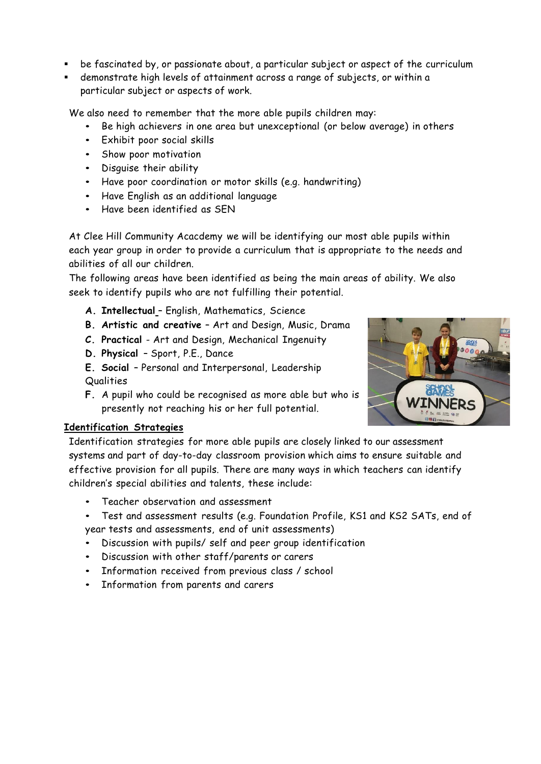- be fascinated by, or passionate about, a particular subject or aspect of the curriculum
- demonstrate high levels of attainment across a range of subjects, or within a particular subject or aspects of work.

We also need to remember that the more able pupils children may:

- Be high achievers in one area but unexceptional (or below average) in others
- Exhibit poor social skills
- Show poor motivation
- Disguise their ability
- Have poor coordination or motor skills (e.g. handwriting)
- Have English as an additional language
- Have been identified as SEN

At Clee Hill Community Acacdemy we will be identifying our most able pupils within each year group in order to provide a curriculum that is appropriate to the needs and abilities of all our children.

The following areas have been identified as being the main areas of ability. We also seek to identify pupils who are not fulfilling their potential.

- **A. Intellectual** – English, Mathematics, Science
- **B. Artistic and creative** – Art and Design, Music, Drama
- **C. Practical** - Art and Design, Mechanical Ingenuity
- **D. Physical** – Sport, P.E., Dance
- **E. Social** – Personal and Interpersonal, Leadership Qualities
- **F.** A pupil who could be recognised as more able but who is presently not reaching his or her full potential.

## Identification Strategies

Identification strategies for more able pupils are closely linked to our assessment systems and part of day-to-day classroom provision which aims to ensure suitable and effective provision for all pupils. There are many ways in which teachers can identify children's special abilities and talents, these include:

- Teacher observation and assessment
- Test and assessment results (e.g. Foundation Profile, KS1 and KS2 SATs, end of year tests and assessments, end of unit assessments)
- Discussion with pupils/ self and peer group identification
- Discussion with other staff/parents or carers
- Information received from previous class / school
- Information from parents and carers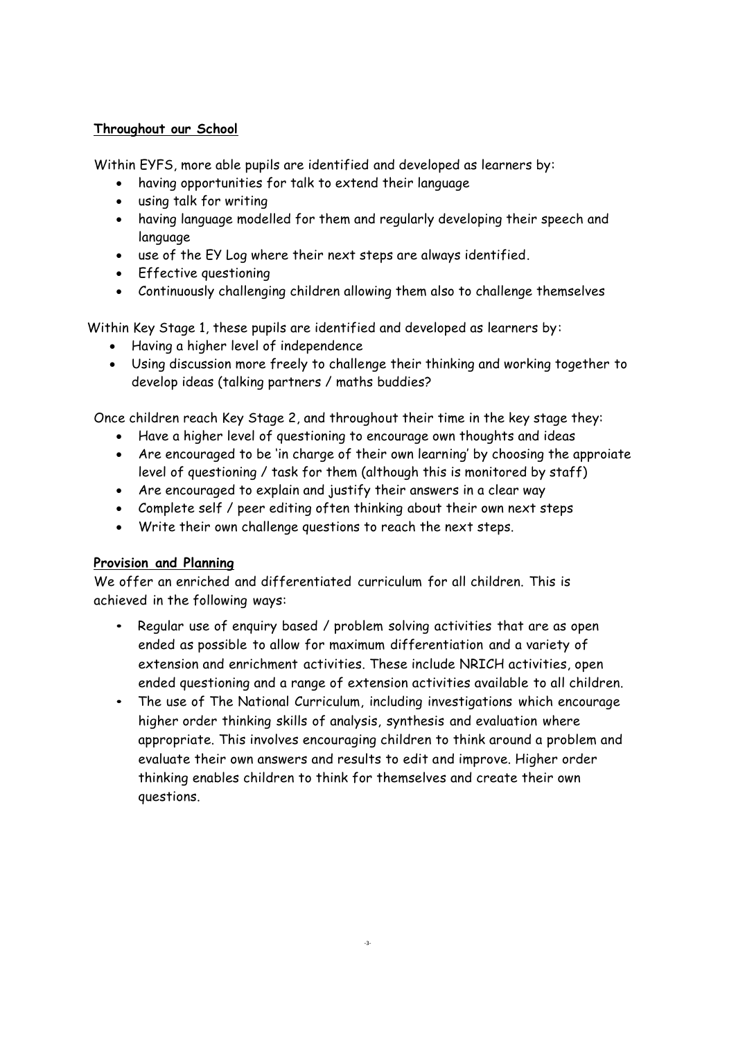**Throughout our School**

Within EYFS, more able pupils are identified and developed as learners by:

- having opportunities for talk to extend their language
- using talk for writing
- having language modelled for them and regularly developing their speech and language
- use of the EY Log where their next steps are always identified.
- Effective questioning
- Continuously challenging children allowing them also to challenge themselves

Within Key Stage 1, these pupils are identified and developed as learners by:

- Having a higher level of independence
- Using discussion more freely to challenge their thinking and working together to develop ideas (talking partners / maths buddies?

Once children reach Key Stage 2, and throughout their time in the key stage they:

- Have a higher level of questioning to encourage own thoughts and ideas
- Are encouraged to be 'in charge of their own learning' by choosing the approiate level of questioning / task for them (although this is monitored by staff)
- Are encouraged to explain and justify their answers in a clear way
- Complete self / peer editing often thinking about their own next steps
- Write their own challenge questions to reach the next steps.

**Provision and Planning**

We offer an enriched and differentiated curriculum for all children. This is achieved in the following ways:

- Regular use of enquiry based / problem solving activities that are as open ended as possible to allow for maximum differentiation and a variety of extension and enrichment activities. These include NRICH activities, open ended questioning and a range of extension activities available to all children.
- The use of The National Curriculum, including investigations which encourage higher order thinking skills of analysis, synthesis and evaluation where appropriate. This involves encouraging children to think around a problem and evaluate their own answers and results to edit and improve. Higher order thinking enables children to think for themselves and create their own questions.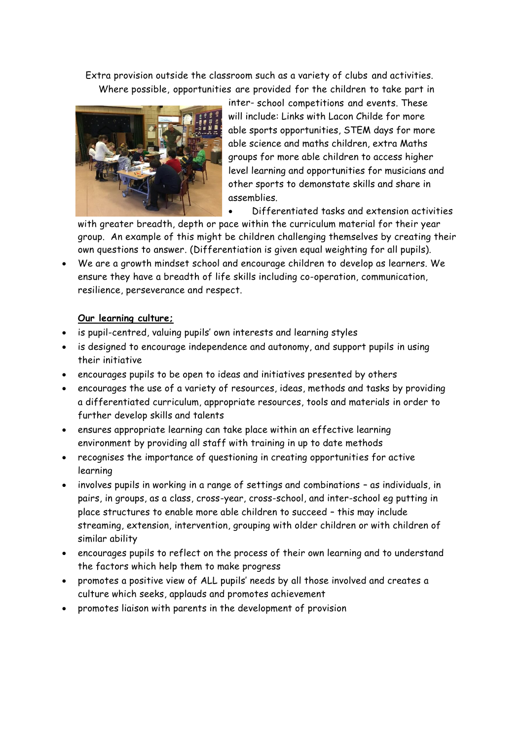Extra provision outside the classroom such as a variety of clubs and activities. Where possible, opportunities are provided for the children to take part in inter- school competitions and events. These will include: Links with Lacon Childe for more able sports opportunities, STEM days for more able science and maths children, extra Maths groups for more able children to access higher level learning and opportunities for musicians and other sports to demonstate skills and share in assemblies.

- Differentiated tasks and extension activities with greater breadth, depth or pace within the curriculum material for their year group. An example of this might be children challenging themselves by creating their own questions to answer. (Differentiation is given equal weighting for all pupils).
- We are a growth mindset school and encourage children to develop as learners. We ensure they have a breadth of life skills including co-operation, communication, resilience, perseverance and respect.

**Our learning culture;**

- is pupil-centred, valuing pupils' own interests and learning styles
- is designed to encourage independence and autonomy, and support pupils in using their initiative
- encourages pupils to be open to ideas and initiatives presented by others
- encourages the use of a variety of resources, ideas, methods and tasks by providing a differentiated curriculum, appropriate resources, tools and materials in order to further develop skills and talents
- ensures appropriate learning can take place within an effective learning environment by providing all staff with training in up to date methods
- recognises the importance of questioning in creating opportunities for active learning
- involves pupils in working in a range of settings and combinations – as individuals, in pairs, in groups, as a class, cross-year, cross-school, and inter-school eg putting in place structures to enable more able children to succeed – this may include streaming, extension, intervention, grouping with older children or with children of similar ability
- encourages pupils to reflect on the process of their own learning and to understand the factors which help them to make progress
- promotes a positive view of ALL pupils' needs by all those involved and creates a culture which seeks, applauds and promotes achievement
- promotes liaison with parents in the development of provision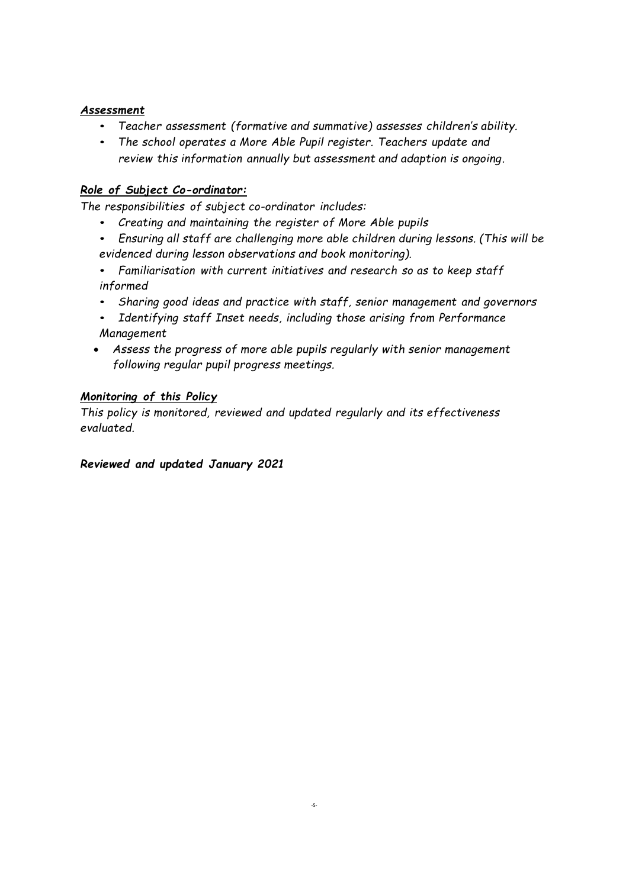***Assessment***

- *Teacher assessment (formative and summative) assesses children's ability.*
- *The school operates a More Able Pupil register. Teachers update and review this information annually but assessment and adaption is ongoing.*

***Role of Subject Co-ordinator:***

*The responsibilities of subject co-ordinator includes:*

- *Creating and maintaining the register of More Able pupils*
- *Ensuring all staff are challenging more able children during lessons. (This will be evidenced during lesson observations and book monitoring).*
- *Familiarisation with current initiatives and research so as to keep staff informed*
- *Sharing good ideas and practice with staff, senior management and governors*
- *Identifying staff Inset needs, including those arising from Performance Management*
- *Assess the progress of more able pupils regularly with senior management following regular pupil progress meetings.*

***Monitoring of this Policy***

*This policy is monitored, reviewed and updated regularly and its effectiveness evaluated.*

***Reviewed and updated January 2021***